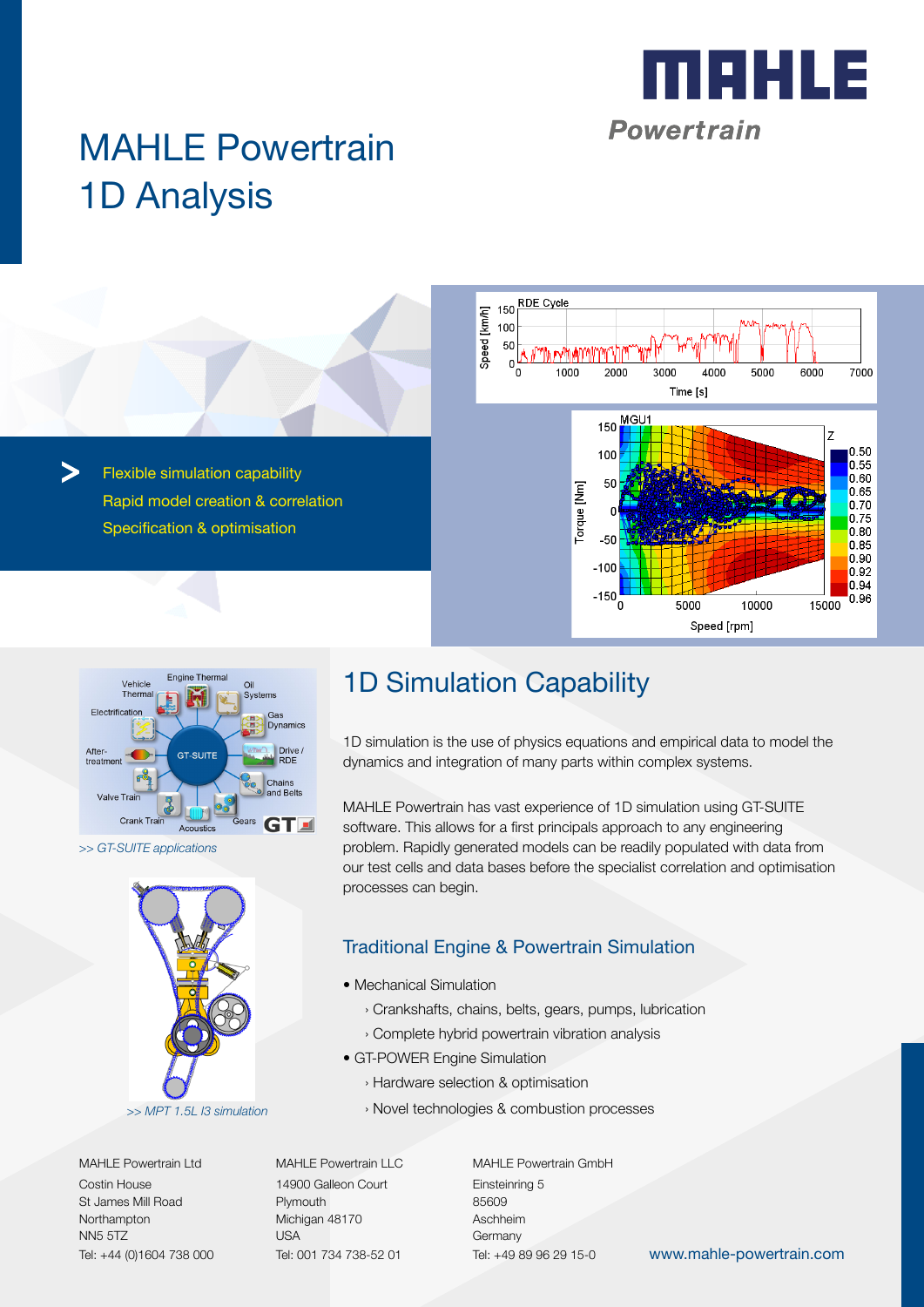# MAHLE Powertrain 1D Analysis

- Flexible simulation capability
- Rapid model creation & correlation
- Specification & optimisation

*>> GT-SUITE applications*

*>> MPT 1.5L I3 simulation*

## 1D Simulation Capability

1D simulation is the use of physics equations and empirical data to model the dynamics and integration of many parts within complex systems.

MAHLE Powertrain has vast experience of 1D simulation using GT-SUITE software. This allows for a first principals approach to any engineering problem. Rapidly generated models can be readily populated with data from our test cells and data bases before the specialist correlation and optimisation processes can begin.

### Traditional Engine & Powertrain Simulation

- Mechanical Simulation
  - Crankshafts, chains, belts, gears, pumps, lubrication
  - Complete hybrid powertrain vibration analysis
- GT-POWER Engine Simulation
  - Hardware selection & optimisation
  - Novel technologies & combustion processes

MAHLE Powertrain Ltd
Costin House
St James Mill Road
Northampton
NN5 5TZ
Tel: +44 (0)1604 738 000

MAHLE Powertrain LLC
14900 Galleon Court
Plymouth
Michigan 48170
USA
Tel: 001 734 738-52 01

MAHLE Powertrain GmbH
Einsteinring 5
85609
Aschheim
Germany
Tel: +49 89 96 29 15-0

www.mahle-powertrain.com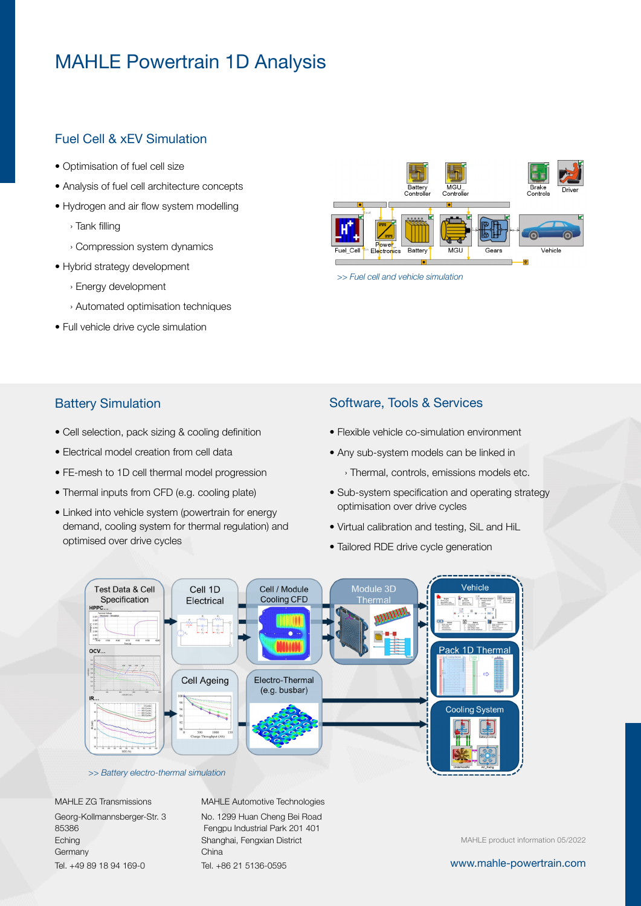# MAHLE Powertrain 1D Analysis

## Fuel Cell & xEV Simulation

- Optimisation of fuel cell size
- Analysis of fuel cell architecture concepts
- Hydrogen and air flow system modelling
  - Tank filling
  - Compression system dynamics
- Hybrid strategy development
  - Energy development
  - Automated optimisation techniques
- Full vehicle drive cycle simulation

Battery Controller
MGU_ Controller
Brake Controls
Driver
Fuel_Cell
Power Electronics
Battery
MGU
Gears
Vehicle

*>> Fuel cell and vehicle simulation*

## Battery Simulation

- Cell selection, pack sizing & cooling definition
- Electrical model creation from cell data
- FE-mesh to 1D cell thermal model progression
- Thermal inputs from CFD (e.g. cooling plate)
- Linked into vehicle system (powertrain for energy demand, cooling system for thermal regulation) and optimised over drive cycles

## Software, Tools & Services

- Flexible vehicle co-simulation environment
- Any sub-system models can be linked in
  - Thermal, controls, emissions models etc.
- Sub-system specification and operating strategy optimisation over drive cycles
- Virtual calibration and testing, SiL and HiL
- Tailored RDE drive cycle generation

Test Data & Cell Specification
HPPC...
OCV...
IR...
Cell 1D Electrical
Cell / Module Cooling CFD
Module 3D Thermal
Vehicle
Cell Ageing
Electro-Thermal (e.g. busbar)
Pack 1D Thermal
Cooling System

*>> Battery electro-thermal simulation*

MAHLE ZG Transmissions
Georg-Kollmannsberger-Str. 3
85386
Eching
Germany
Tel. +49 89 18 94 169-0

MAHLE Automotive Technologies
No. 1299 Huan Cheng Bei Road
Fengpu Industrial Park 201 401
Shanghai, Fengxian District
China
Tel. +86 21 5136-0595

MAHLE product information 05/2022

www.mahle-powertrain.com